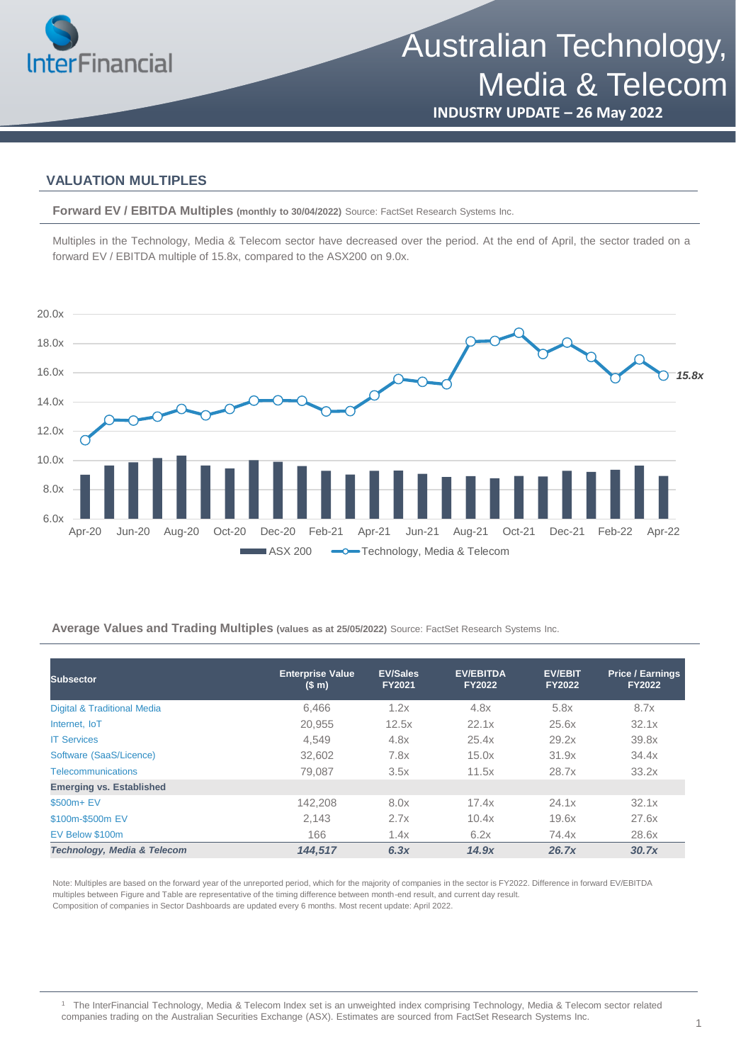# Australian Technology, Media & Telecom

**INDUSTRY UPDATE – 26 May 2022**

## VALUATION MULTIPLES

**Forward EV / EBITDA Multiples** **(monthly to 30/04/2022)** Source: FactSet Research Systems Inc.

Multiples in the Technology, Media & Telecom sector have decreased over the period. At the end of April, the sector traded on a forward EV / EBITDA multiple of 15.8x, compared to the ASX200 on 9.0x.

**Average Values and Trading Multiples** **(values as at 25/05/2022)** Source: FactSet Research Systems Inc.

| Subsector | Enterprise Value ($ m) | EV/Sales FY2021 | EV/EBITDA FY2022 | EV/EBIT FY2022 | Price / Earnings FY2022 |
|---|---|---|---|---|---|
| Digital & Traditional Media | 6,466 | 1.2x | 4.8x | 5.8x | 8.7x |
| Internet, IoT | 20,955 | 12.5x | 22.1x | 25.6x | 32.1x |
| IT Services | 4,549 | 4.8x | 25.4x | 29.2x | 39.8x |
| Software (SaaS/Licence) | 32,602 | 7.8x | 15.0x | 31.9x | 34.4x |
| Telecommunications | 79,087 | 3.5x | 11.5x | 28.7x | 33.2x |
| **Emerging vs. Established** | | | | | |
| $500m+ EV | 142,208 | 8.0x | 17.4x | 24.1x | 32.1x |
| $100m-$500m EV | 2,143 | 2.7x | 10.4x | 19.6x | 27.6x |
| EV Below $100m | 166 | 1.4x | 6.2x | 74.4x | 28.6x |
| ***Technology, Media & Telecom*** | ***144,517*** | ***6.3x*** | ***14.9x*** | ***26.7x*** | ***30.7x*** |

Note: Multiples are based on the forward year of the unreported period, which for the majority of companies in the sector is FY2022. Difference in forward EV/EBITDA multiples between Figure and Table are representative of the timing difference between month-end result, and current day result.
Composition of companies in Sector Dashboards are updated every 6 months. Most recent update: April 2022.

[1] The InterFinancial Technology, Media & Telecom Index set is an unweighted index comprising Technology, Media & Telecom sector related companies trading on the Australian Securities Exchange (ASX). Estimates are sourced from FactSet Research Systems Inc.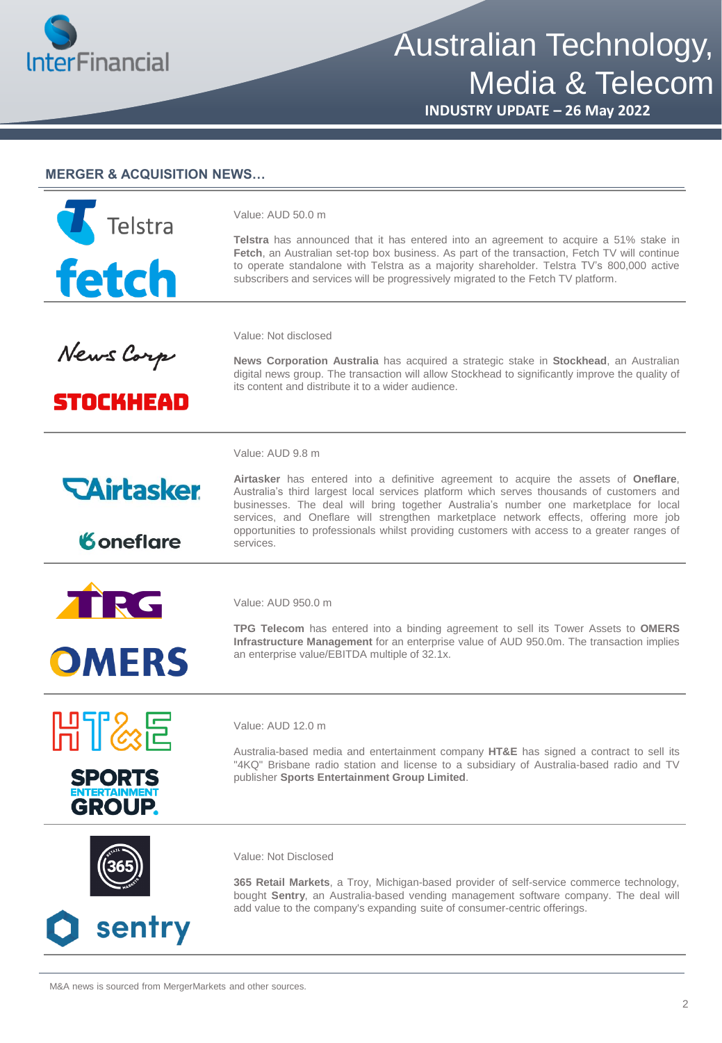## MERGER & ACQUISITION NEWS…

**Telstra / fetch**

Value: AUD 50.0 m

**Telstra** has announced that it has entered into an agreement to acquire a 51% stake in **Fetch**, an Australian set-top box business. As part of the transaction, Fetch TV will continue to operate standalone with Telstra as a majority shareholder. Telstra TV's 800,000 active subscribers and services will be progressively migrated to the Fetch TV platform.

**News Corp / STOCKHEAD**

Value: Not disclosed

**News Corporation Australia** has acquired a strategic stake in **Stockhead**, an Australian digital news group. The transaction will allow Stockhead to significantly improve the quality of its content and distribute it to a wider audience.

**Airtasker / oneflare**

Value: AUD 9.8 m

**Airtasker** has entered into a definitive agreement to acquire the assets of **Oneflare**, Australia's third largest local services platform which serves thousands of customers and businesses. The deal will bring together Australia's number one marketplace for local services, and Oneflare will strengthen marketplace network effects, offering more job opportunities to professionals whilst providing customers with access to a greater ranges of services.

**TPG / OMERS**

Value: AUD 950.0 m

**TPG Telecom** has entered into a binding agreement to sell its Tower Assets to **OMERS Infrastructure Management** for an enterprise value of AUD 950.0m. The transaction implies an enterprise value/EBITDA multiple of 32.1x.

**HT&E / Sports Entertainment Group**

Value: AUD 12.0 m

Australia-based media and entertainment company **HT&E** has signed a contract to sell its "4KQ" Brisbane radio station and license to a subsidiary of Australia-based radio and TV publisher **Sports Entertainment Group Limited**.

**365 Retail Markets / sentry**

Value: Not Disclosed

**365 Retail Markets**, a Troy, Michigan-based provider of self-service commerce technology, bought **Sentry**, an Australia-based vending management software company. The deal will add value to the company's expanding suite of consumer-centric offerings.

M&A news is sourced from MergerMarkets and other sources.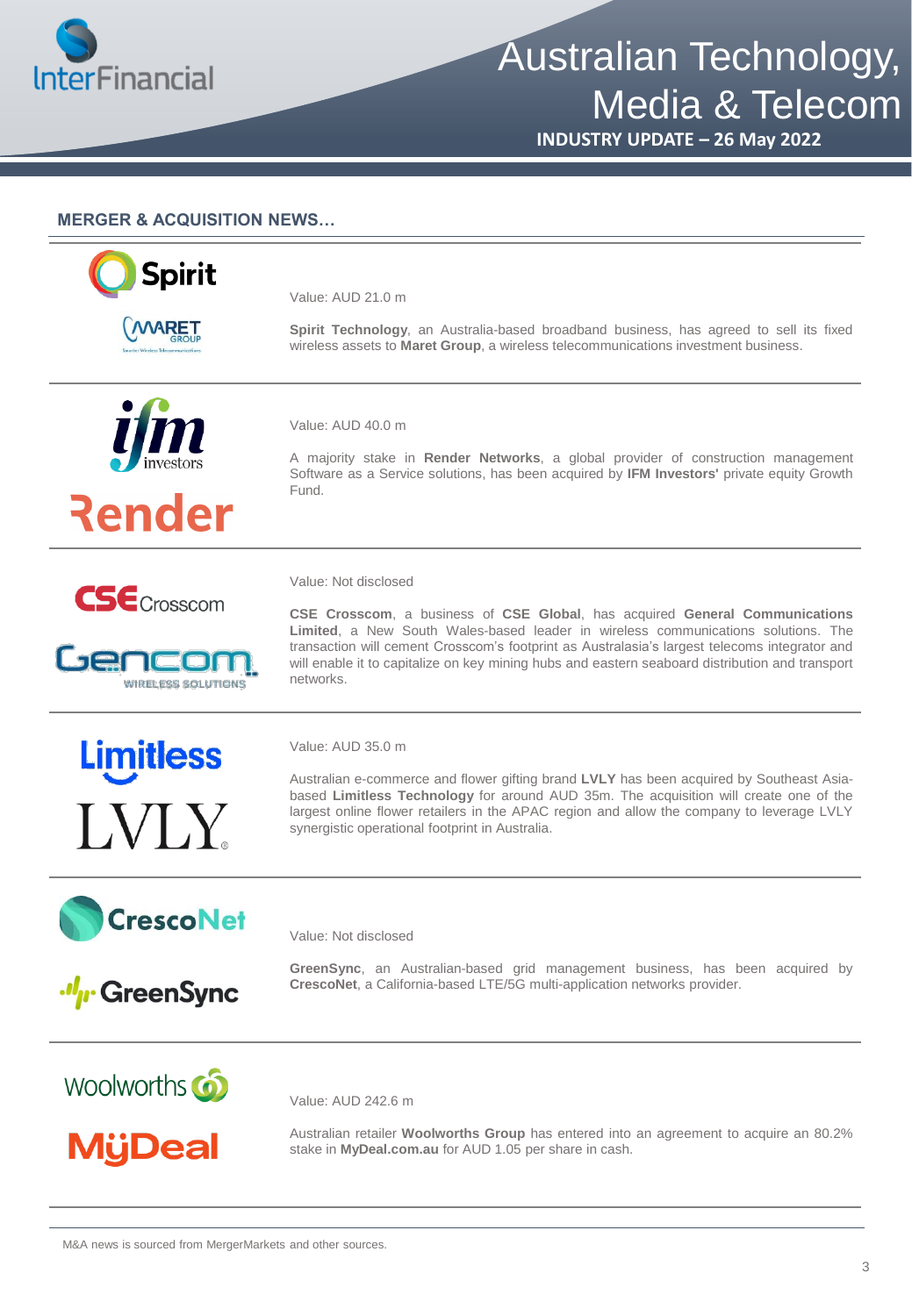## MERGER & ACQUISITION NEWS…

Value: AUD 21.0 m

**Spirit Technology**, an Australia-based broadband business, has agreed to sell its fixed wireless assets to **Maret Group**, a wireless telecommunications investment business.

---

Value: AUD 40.0 m

A majority stake in **Render Networks**, a global provider of construction management Software as a Service solutions, has been acquired by **IFM Investors'** private equity Growth Fund.

---

Value: Not disclosed

**CSE Crosscom**, a business of **CSE Global**, has acquired **General Communications Limited**, a New South Wales-based leader in wireless communications solutions. The transaction will cement Crosscom's footprint as Australasia's largest telecoms integrator and will enable it to capitalize on key mining hubs and eastern seaboard distribution and transport networks.

---

Value: AUD 35.0 m

Australian e-commerce and flower gifting brand **LVLY** has been acquired by Southeast Asia-based **Limitless Technology** for around AUD 35m. The acquisition will create one of the largest online flower retailers in the APAC region and allow the company to leverage LVLY synergistic operational footprint in Australia.

---

Value: Not disclosed

**GreenSync**, an Australian-based grid management business, has been acquired by **CrescoNet**, a California-based LTE/5G multi-application networks provider.

---

Value: AUD 242.6 m

Australian retailer **Woolworths Group** has entered into an agreement to acquire an 80.2% stake in **MyDeal.com.au** for AUD 1.05 per share in cash.

---

M&A news is sourced from MergerMarkets and other sources.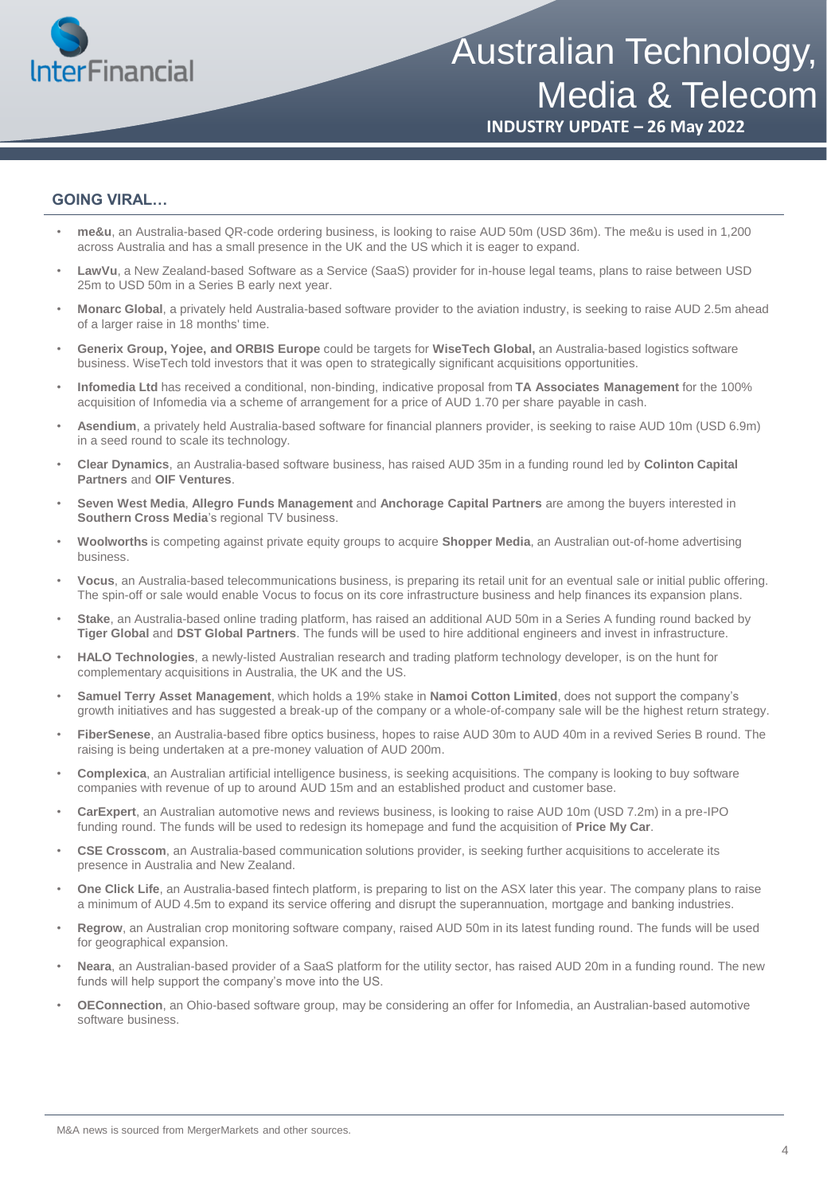## GOING VIRAL…

- **me&u**, an Australia-based QR-code ordering business, is looking to raise AUD 50m (USD 36m). The me&u is used in 1,200 across Australia and has a small presence in the UK and the US which it is eager to expand.
- **LawVu**, a New Zealand-based Software as a Service (SaaS) provider for in-house legal teams, plans to raise between USD 25m to USD 50m in a Series B early next year.
- **Monarc Global**, a privately held Australia-based software provider to the aviation industry, is seeking to raise AUD 2.5m ahead of a larger raise in 18 months' time.
- **Generix Group, Yojee, and ORBIS Europe** could be targets for **WiseTech Global,** an Australia-based logistics software business. WiseTech told investors that it was open to strategically significant acquisitions opportunities.
- **Infomedia Ltd** has received a conditional, non-binding, indicative proposal from **TA Associates Management** for the 100% acquisition of Infomedia via a scheme of arrangement for a price of AUD 1.70 per share payable in cash.
- **Asendium**, a privately held Australia-based software for financial planners provider, is seeking to raise AUD 10m (USD 6.9m) in a seed round to scale its technology.
- **Clear Dynamics**, an Australia-based software business, has raised AUD 35m in a funding round led by **Colinton Capital Partners** and **OIF Ventures**.
- **Seven West Media**, **Allegro Funds Management** and **Anchorage Capital Partners** are among the buyers interested in **Southern Cross Media**'s regional TV business.
- **Woolworths** is competing against private equity groups to acquire **Shopper Media**, an Australian out-of-home advertising business.
- **Vocus**, an Australia-based telecommunications business, is preparing its retail unit for an eventual sale or initial public offering. The spin-off or sale would enable Vocus to focus on its core infrastructure business and help finances its expansion plans.
- **Stake**, an Australia-based online trading platform, has raised an additional AUD 50m in a Series A funding round backed by **Tiger Global** and **DST Global Partners**. The funds will be used to hire additional engineers and invest in infrastructure.
- **HALO Technologies**, a newly-listed Australian research and trading platform technology developer, is on the hunt for complementary acquisitions in Australia, the UK and the US.
- **Samuel Terry Asset Management**, which holds a 19% stake in **Namoi Cotton Limited**, does not support the company's growth initiatives and has suggested a break-up of the company or a whole-of-company sale will be the highest return strategy.
- **FiberSenese**, an Australia-based fibre optics business, hopes to raise AUD 30m to AUD 40m in a revived Series B round. The raising is being undertaken at a pre-money valuation of AUD 200m.
- **Complexica**, an Australian artificial intelligence business, is seeking acquisitions. The company is looking to buy software companies with revenue of up to around AUD 15m and an established product and customer base.
- **CarExpert**, an Australian automotive news and reviews business, is looking to raise AUD 10m (USD 7.2m) in a pre-IPO funding round. The funds will be used to redesign its homepage and fund the acquisition of **Price My Car**.
- **CSE Crosscom**, an Australia-based communication solutions provider, is seeking further acquisitions to accelerate its presence in Australia and New Zealand.
- **One Click Life**, an Australia-based fintech platform, is preparing to list on the ASX later this year. The company plans to raise a minimum of AUD 4.5m to expand its service offering and disrupt the superannuation, mortgage and banking industries.
- **Regrow**, an Australian crop monitoring software company, raised AUD 50m in its latest funding round. The funds will be used for geographical expansion.
- **Neara**, an Australian-based provider of a SaaS platform for the utility sector, has raised AUD 20m in a funding round. The new funds will help support the company's move into the US.
- **OEConnection**, an Ohio-based software group, may be considering an offer for Infomedia, an Australian-based automotive software business.

M&A news is sourced from MergerMarkets and other sources.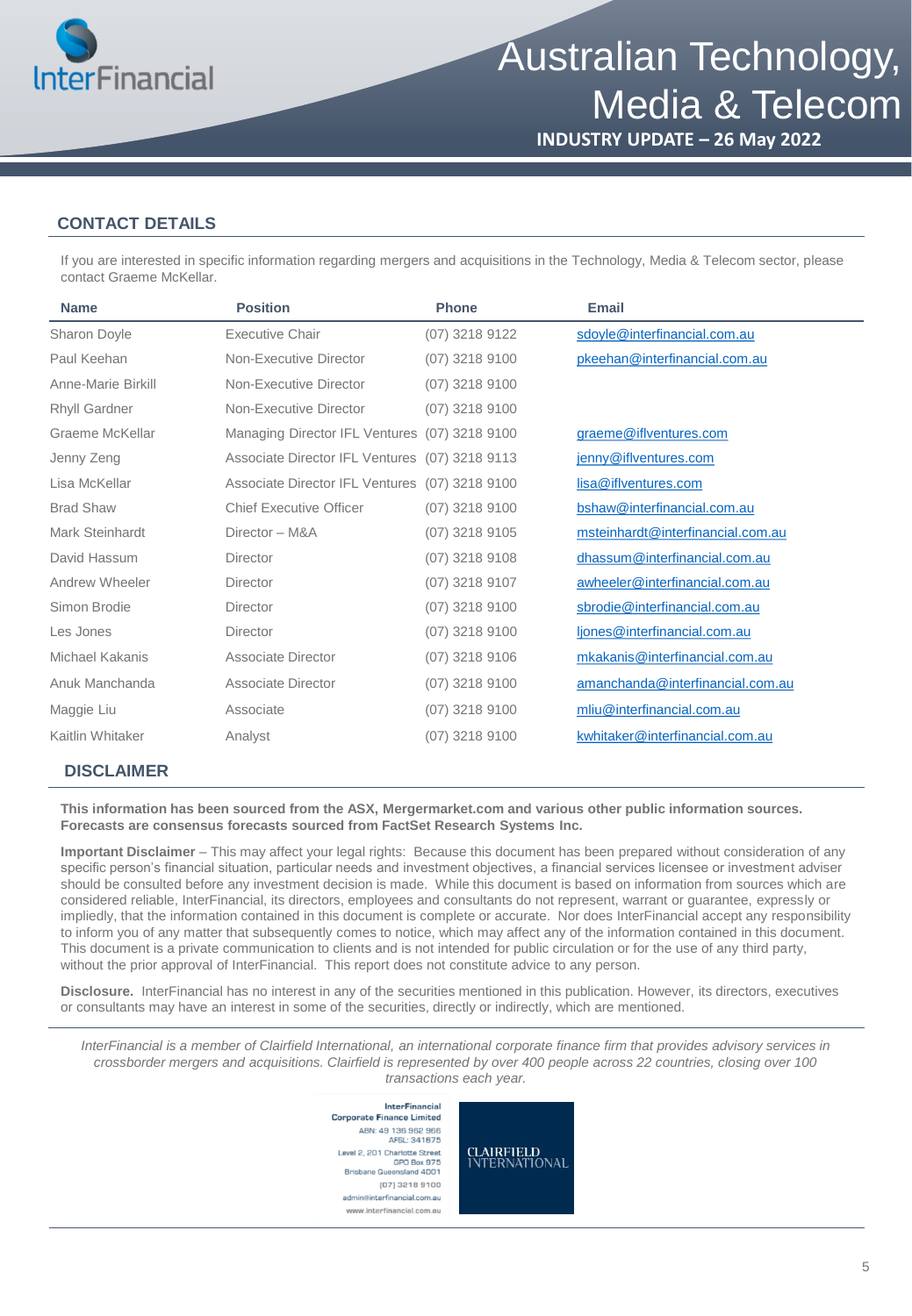## CONTACT DETAILS

If you are interested in specific information regarding mergers and acquisitions in the Technology, Media & Telecom sector, please contact Graeme McKellar.

| Name | Position | Phone | Email |
|---|---|---|---|
| Sharon Doyle | Executive Chair | (07) 3218 9122 | sdoyle@interfinancial.com.au |
| Paul Keehan | Non-Executive Director | (07) 3218 9100 | pkeehan@interfinancial.com.au |
| Anne-Marie Birkill | Non-Executive Director | (07) 3218 9100 | |
| Rhyll Gardner | Non-Executive Director | (07) 3218 9100 | |
| Graeme McKellar | Managing Director IFL Ventures | (07) 3218 9100 | graeme@iflventures.com |
| Jenny Zeng | Associate Director IFL Ventures | (07) 3218 9113 | jenny@iflventures.com |
| Lisa McKellar | Associate Director IFL Ventures | (07) 3218 9100 | lisa@iflventures.com |
| Brad Shaw | Chief Executive Officer | (07) 3218 9100 | bshaw@interfinancial.com.au |
| Mark Steinhardt | Director – M&A | (07) 3218 9105 | msteinhardt@interfinancial.com.au |
| David Hassum | Director | (07) 3218 9108 | dhassum@interfinancial.com.au |
| Andrew Wheeler | Director | (07) 3218 9107 | awheeler@interfinancial.com.au |
| Simon Brodie | Director | (07) 3218 9100 | sbrodie@interfinancial.com.au |
| Les Jones | Director | (07) 3218 9100 | ljones@interfinancial.com.au |
| Michael Kakanis | Associate Director | (07) 3218 9106 | mkakanis@interfinancial.com.au |
| Anuk Manchanda | Associate Director | (07) 3218 9100 | amanchanda@interfinancial.com.au |
| Maggie Liu | Associate | (07) 3218 9100 | mliu@interfinancial.com.au |
| Kaitlin Whitaker | Analyst | (07) 3218 9100 | kwhitaker@interfinancial.com.au |

## DISCLAIMER

**This information has been sourced from the ASX, Mergermarket.com and various other public information sources. Forecasts are consensus forecasts sourced from FactSet Research Systems Inc.**

**Important Disclaimer** – This may affect your legal rights: Because this document has been prepared without consideration of any specific person's financial situation, particular needs and investment objectives, a financial services licensee or investment adviser should be consulted before any investment decision is made. While this document is based on information from sources which are considered reliable, InterFinancial, its directors, employees and consultants do not represent, warrant or guarantee, expressly or impliedly, that the information contained in this document is complete or accurate. Nor does InterFinancial accept any responsibility to inform you of any matter that subsequently comes to notice, which may affect any of the information contained in this document. This document is a private communication to clients and is not intended for public circulation or for the use of any third party, without the prior approval of InterFinancial. This report does not constitute advice to any person.

**Disclosure.** InterFinancial has no interest in any of the securities mentioned in this publication. However, its directors, executives or consultants may have an interest in some of the securities, directly or indirectly, which are mentioned.

*InterFinancial is a member of Clairfield International, an international corporate finance firm that provides advisory services in crossborder mergers and acquisitions. Clairfield is represented by over 400 people across 22 countries, closing over 100 transactions each year.*

**InterFinancial Corporate Finance Limited**
ABN: 49 136 962 966
AFSL: 341675
Level 2, 201 Charlotte Street
GPO Box 975
Brisbane Queensland 4001
(07) 3218 9100
admin@interfinancial.com.au
www.interfinancial.com.au

CLAIRFIELD INTERNATIONAL